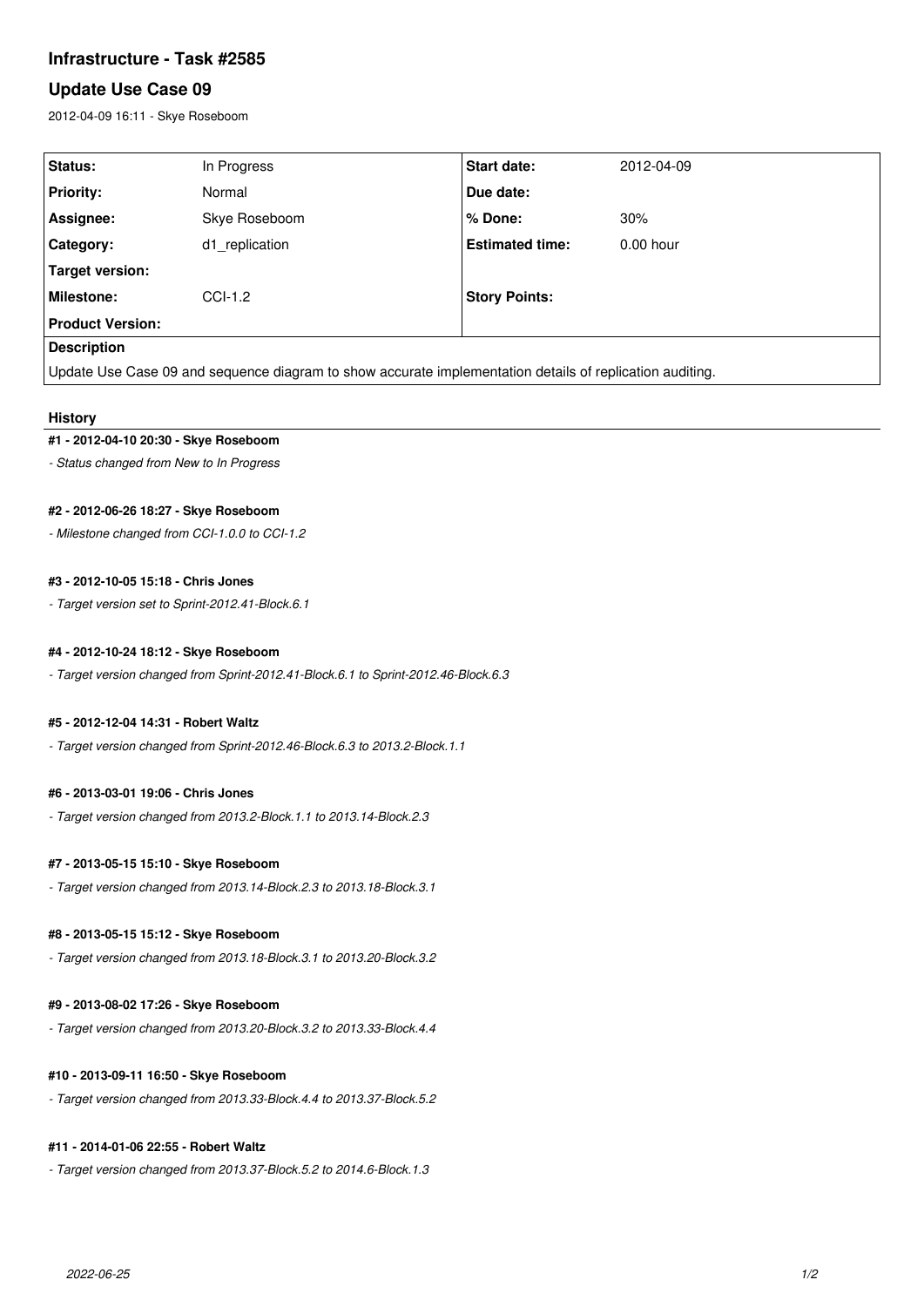# Infrastructure - Task #2585

## Update Use Case 09

2012-04-09 16:11 - Skye Roseboom

| Status: | In Progress | Start date: | 2012-04-09 |
|---|---|---|---|
| Priority: | Normal | Due date: | |
| Assignee: | Skye Roseboom | % Done: | 30% |
| Category: | d1_replication | Estimated time: | 0.00 hour |
| Target version: | | | |
| Milestone: | CCI-1.2 | Story Points: | |
| Product Version: | | | |

**Description**

Update Use Case 09 and sequence diagram to show accurate implementation details of replication auditing.

### History

#### #1 - 2012-04-10 20:30 - Skye Roseboom

*- Status changed from New to In Progress*

#### #2 - 2012-06-26 18:27 - Skye Roseboom

*- Milestone changed from CCI-1.0.0 to CCI-1.2*

#### #3 - 2012-10-05 15:18 - Chris Jones

*- Target version set to Sprint-2012.41-Block.6.1*

#### #4 - 2012-10-24 18:12 - Skye Roseboom

*- Target version changed from Sprint-2012.41-Block.6.1 to Sprint-2012.46-Block.6.3*

#### #5 - 2012-12-04 14:31 - Robert Waltz

*- Target version changed from Sprint-2012.46-Block.6.3 to 2013.2-Block.1.1*

#### #6 - 2013-03-01 19:06 - Chris Jones

*- Target version changed from 2013.2-Block.1.1 to 2013.14-Block.2.3*

#### #7 - 2013-05-15 15:10 - Skye Roseboom

*- Target version changed from 2013.14-Block.2.3 to 2013.18-Block.3.1*

#### #8 - 2013-05-15 15:12 - Skye Roseboom

*- Target version changed from 2013.18-Block.3.1 to 2013.20-Block.3.2*

#### #9 - 2013-08-02 17:26 - Skye Roseboom

*- Target version changed from 2013.20-Block.3.2 to 2013.33-Block.4.4*

#### #10 - 2013-09-11 16:50 - Skye Roseboom

*- Target version changed from 2013.33-Block.4.4 to 2013.37-Block.5.2*

#### #11 - 2014-01-06 22:55 - Robert Waltz

*- Target version changed from 2013.37-Block.5.2 to 2014.6-Block.1.3*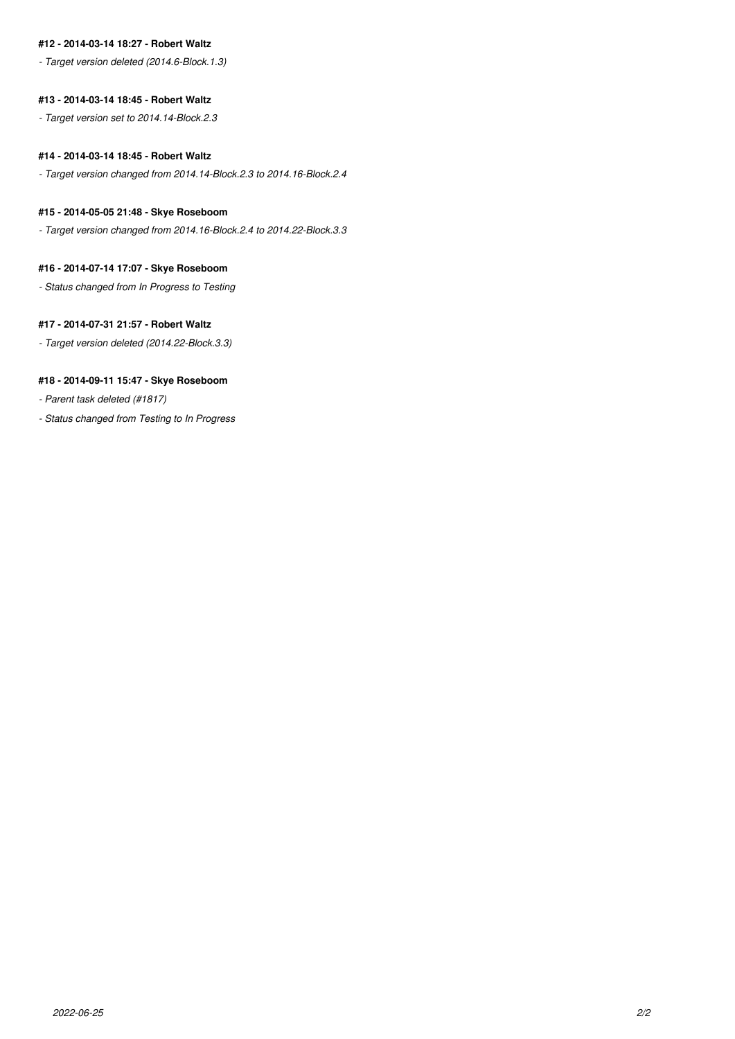#### #12 - 2014-03-14 18:27 - Robert Waltz

*- Target version deleted (2014.6-Block.1.3)*

#### #13 - 2014-03-14 18:45 - Robert Waltz

*- Target version set to 2014.14-Block.2.3*

#### #14 - 2014-03-14 18:45 - Robert Waltz

*- Target version changed from 2014.14-Block.2.3 to 2014.16-Block.2.4*

#### #15 - 2014-05-05 21:48 - Skye Roseboom

*- Target version changed from 2014.16-Block.2.4 to 2014.22-Block.3.3*

#### #16 - 2014-07-14 17:07 - Skye Roseboom

*- Status changed from In Progress to Testing*

#### #17 - 2014-07-31 21:57 - Robert Waltz

*- Target version deleted (2014.22-Block.3.3)*

#### #18 - 2014-09-11 15:47 - Skye Roseboom

*- Parent task deleted (#1817)*

*- Status changed from Testing to In Progress*